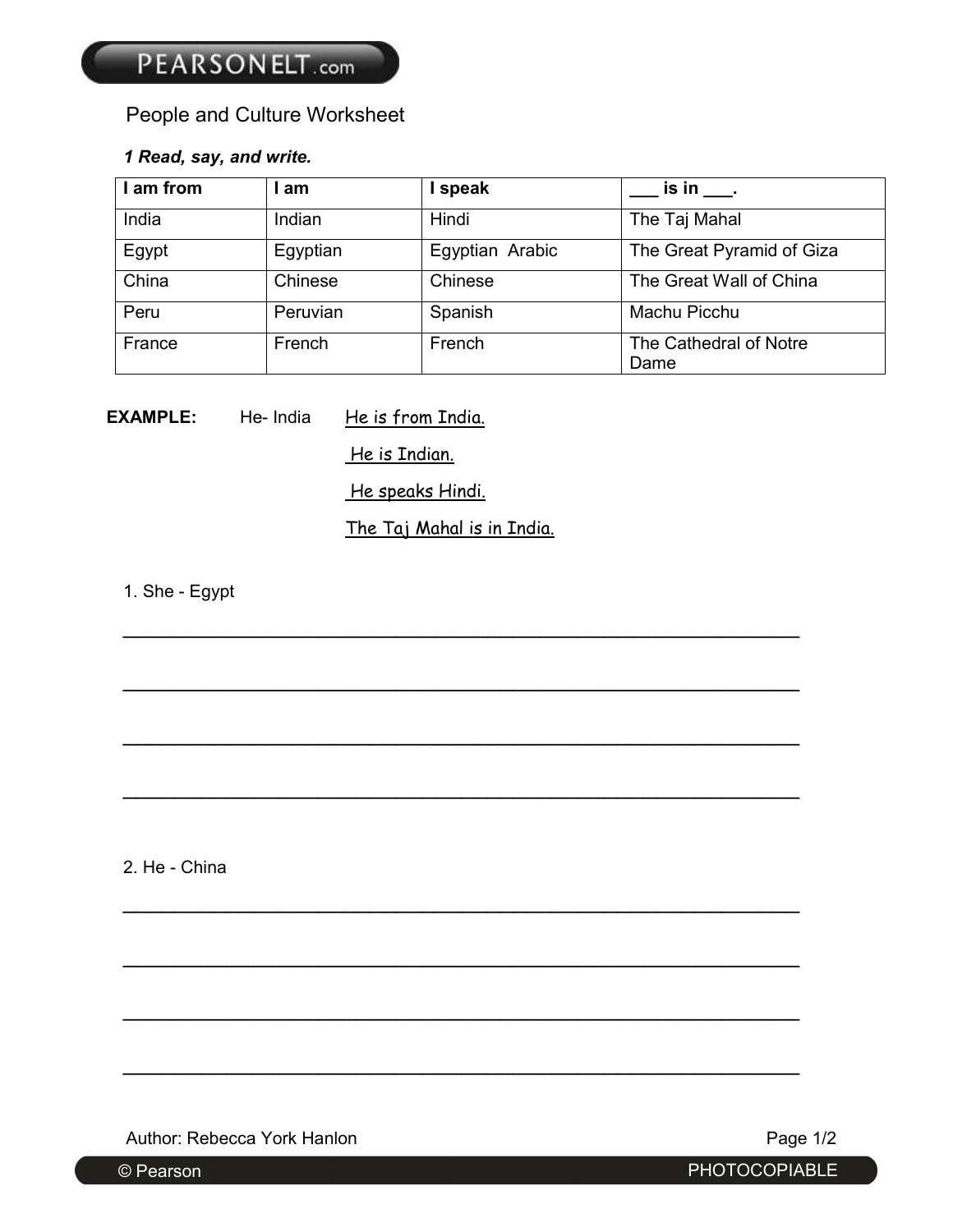# People and Culture Worksheet

***1 Read, say, and write.***

| I am from | I am | I speak | ___ is in ___. |
|---|---|---|---|
| India | Indian | Hindi | The Taj Mahal |
| Egypt | Egyptian | Egyptian Arabic | The Great Pyramid of Giza |
| China | Chinese | Chinese | The Great Wall of China |
| Peru | Peruvian | Spanish | Machu Picchu |
| France | French | French | The Cathedral of Notre Dame |

**EXAMPLE:** He- India

He is from India.

He is Indian.

He speaks Hindi.

The Taj Mahal is in India.

1. She - Egypt

_______________________________________________________________

_______________________________________________________________

_______________________________________________________________

_______________________________________________________________

2. He - China

_______________________________________________________________

_______________________________________________________________

_______________________________________________________________

_______________________________________________________________

Author: Rebecca York Hanlon

© Pearson PHOTOCOPIABLE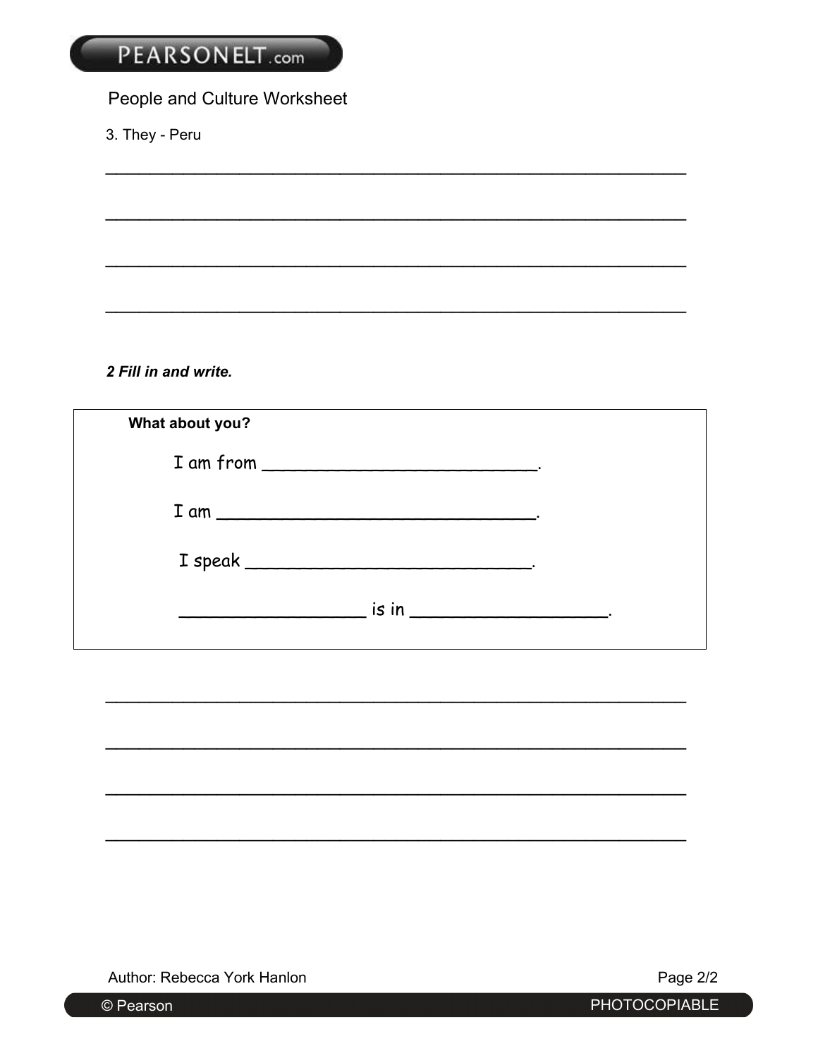People and Culture Worksheet

3. They - Peru

______________________________________________________________

______________________________________________________________

______________________________________________________________

______________________________________________________________

***2 Fill in and write.***

**What about you?**

I am from ____________________________.

I am ________________________________.

I speak ______________________________.

___________________ is in ____________________.

______________________________________________________________

______________________________________________________________

______________________________________________________________

______________________________________________________________

Author: Rebecca York Hanlon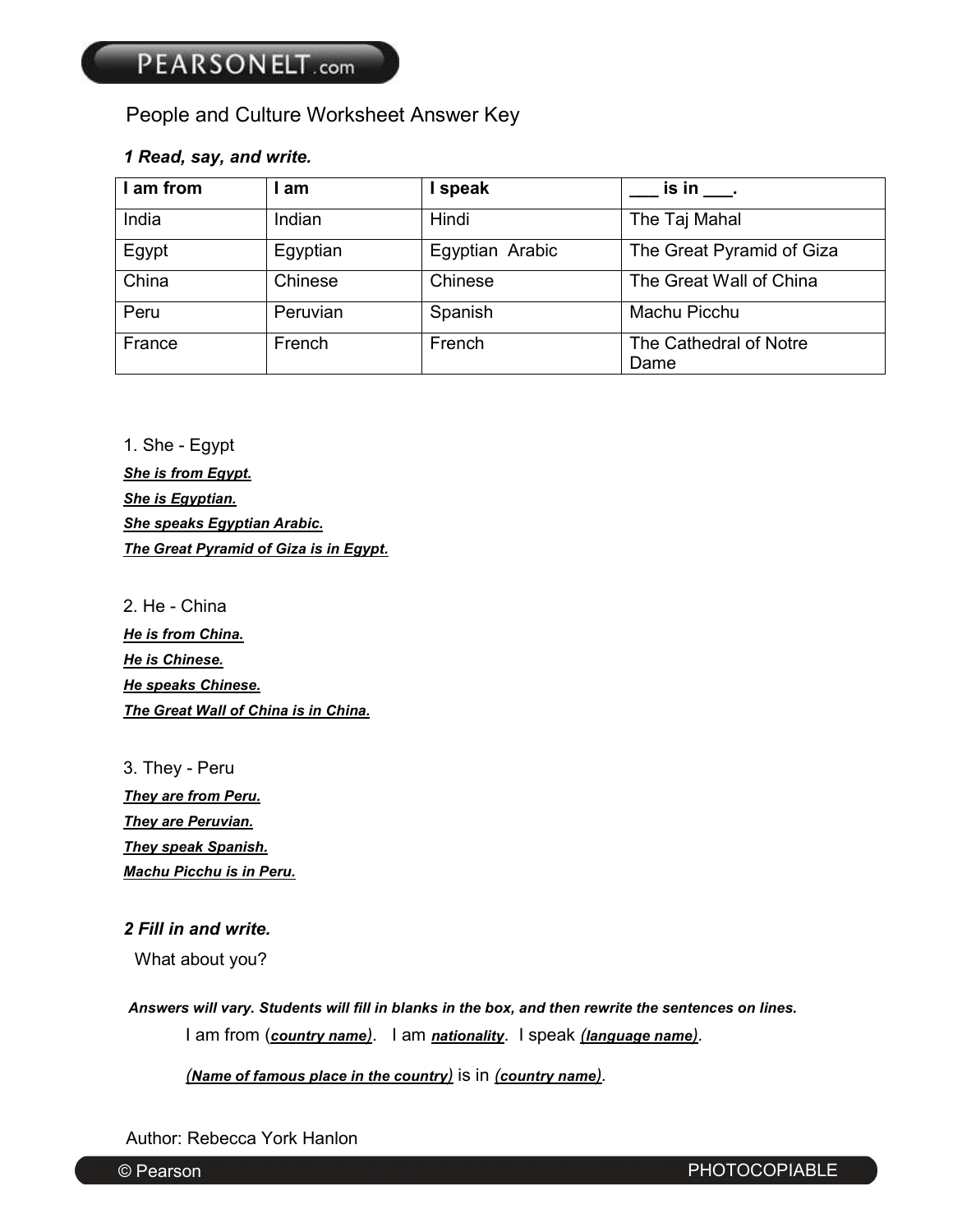People and Culture Worksheet Answer Key

***1 Read, say, and write.***

| I am from | I am | I speak | ___ is in ___. |
|---|---|---|---|
| India | Indian | Hindi | The Taj Mahal |
| Egypt | Egyptian | Egyptian Arabic | The Great Pyramid of Giza |
| China | Chinese | Chinese | The Great Wall of China |
| Peru | Peruvian | Spanish | Machu Picchu |
| France | French | French | The Cathedral of Notre Dame |

1. She - Egypt

***<u>She is from Egypt.</u>***

***<u>She is Egyptian.</u>***

***<u>She speaks Egyptian Arabic.</u>***

***<u>The Great Pyramid of Giza is in Egypt.</u>***

2. He - China

***<u>He is from China.</u>***

***<u>He is Chinese.</u>***

***<u>He speaks Chinese.</u>***

***<u>The Great Wall of China is in China.</u>***

3. They - Peru

***<u>They are from Peru.</u>***

***<u>They are Peruvian.</u>***

***<u>They speak Spanish.</u>***

***<u>Machu Picchu is in Peru.</u>***

***2 Fill in and write.***

What about you?

***Answers will vary. Students will fill in blanks in the box, and then rewrite the sentences on lines.***

I am from (***<u>country name</u>***). I am ***<u>nationality</u>***. I speak ***<u>(language name)</u>***.

***<u>(Name of famous place in the country)</u>*** is in ***<u>(country name)</u>***.

Author: Rebecca York Hanlon

© Pearson PHOTOCOPIABLE